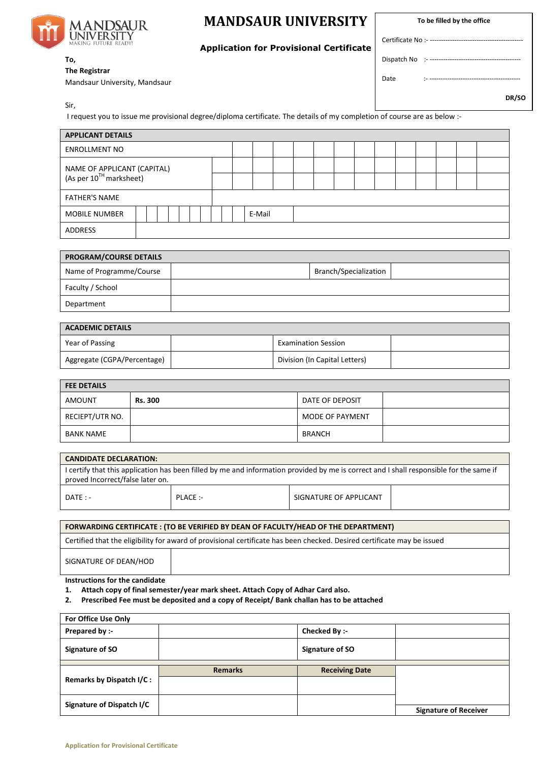# MANDSAUR UNIVERSITY

**Application for Provisional Certificate**

| To be filled by the office |
|---|
| Certificate No :- ---------------------------------------- |
| Dispatch No :- ---------------------------------------- |
| Date :- ---------------------------------------- |
| **DR/SO** |

**To,**
**The Registrar**
Mandsaur University, Mandsaur

Sir,
I request you to issue me provisional degree/diploma certificate. The details of my completion of course are as below :-

| APPLICANT DETAILS | | | |
|---|---|---|---|
| ENROLLMENT NO | | | |
| NAME OF APPLICANT (CAPITAL) (As per 10TH marksheet) | | | |
| FATHER'S NAME | | | |
| MOBILE NUMBER | | E-Mail | |
| ADDRESS | | | |

| PROGRAM/COURSE DETAILS | | | |
|---|---|---|---|
| Name of Programme/Course | | Branch/Specialization | |
| Faculty / School | | | |
| Department | | | |

| ACADEMIC DETAILS | | | |
|---|---|---|---|
| Year of Passing | | Examination Session | |
| Aggregate (CGPA/Percentage) | | Division (In Capital Letters) | |

| FEE DETAILS | | | |
|---|---|---|---|
| AMOUNT | **Rs. 300** | DATE OF DEPOSIT | |
| RECIEPT/UTR NO. | | MODE OF PAYMENT | |
| BANK NAME | | BRANCH | |

| CANDIDATE DECLARATION: | | | |
|---|---|---|---|
| I certify that this application has been filled by me and information provided by me is correct and I shall responsible for the same if proved Incorrect/false later on. | | | |
| DATE : - | PLACE :- | SIGNATURE OF APPLICANT | |

| FORWARDING CERTIFICATE : (TO BE VERIFIED BY DEAN OF FACULTY/HEAD OF THE DEPARTMENT) | |
|---|---|
| Certified that the eligibility for award of provisional certificate has been checked. Desired certificate may be issued | |
| SIGNATURE OF DEAN/HOD | |

**Instructions for the candidate**

1. **Attach copy of final semester/year mark sheet. Attach Copy of Adhar Card also.**
2. **Prescribed Fee must be deposited and a copy of Receipt/ Bank challan has to be attached**

| For Office Use Only | | | |
|---|---|---|---|
| **Prepared by :-** | | **Checked By :-** | |
| **Signature of SO** | | **Signature of SO** | |
| | **Remarks** | **Receiving Date** | |
| **Remarks by Dispatch I/C :** | | | |
| **Signature of Dispatch I/C** | | | **Signature of Receiver** |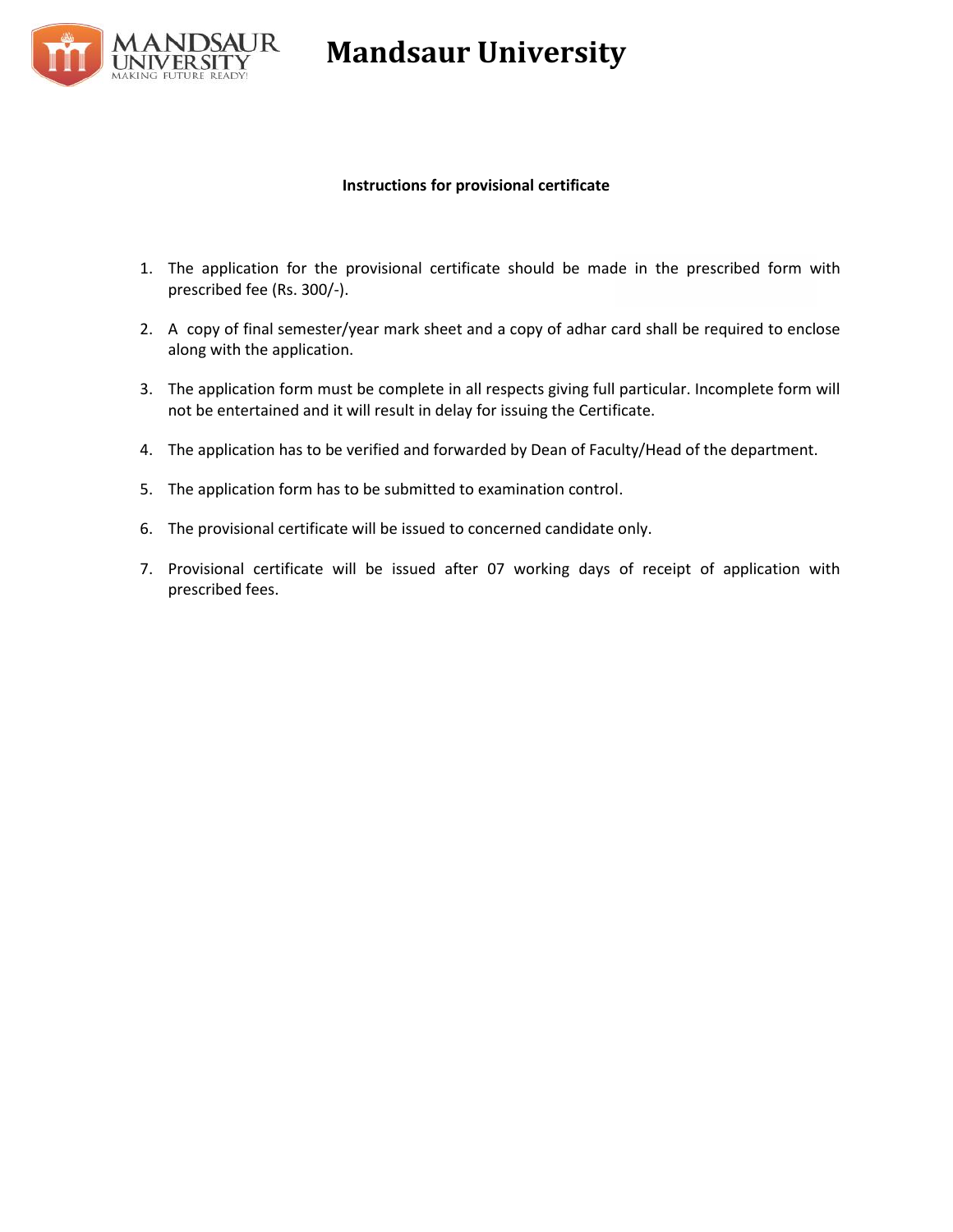# Mandsaur University

**Instructions for provisional certificate**

1. The application for the provisional certificate should be made in the prescribed form with prescribed fee (Rs. 300/-).
2. A copy of final semester/year mark sheet and a copy of adhar card shall be required to enclose along with the application.
3. The application form must be complete in all respects giving full particular. Incomplete form will not be entertained and it will result in delay for issuing the Certificate.
4. The application has to be verified and forwarded by Dean of Faculty/Head of the department.
5. The application form has to be submitted to examination control.
6. The provisional certificate will be issued to concerned candidate only.
7. Provisional certificate will be issued after 07 working days of receipt of application with prescribed fees.